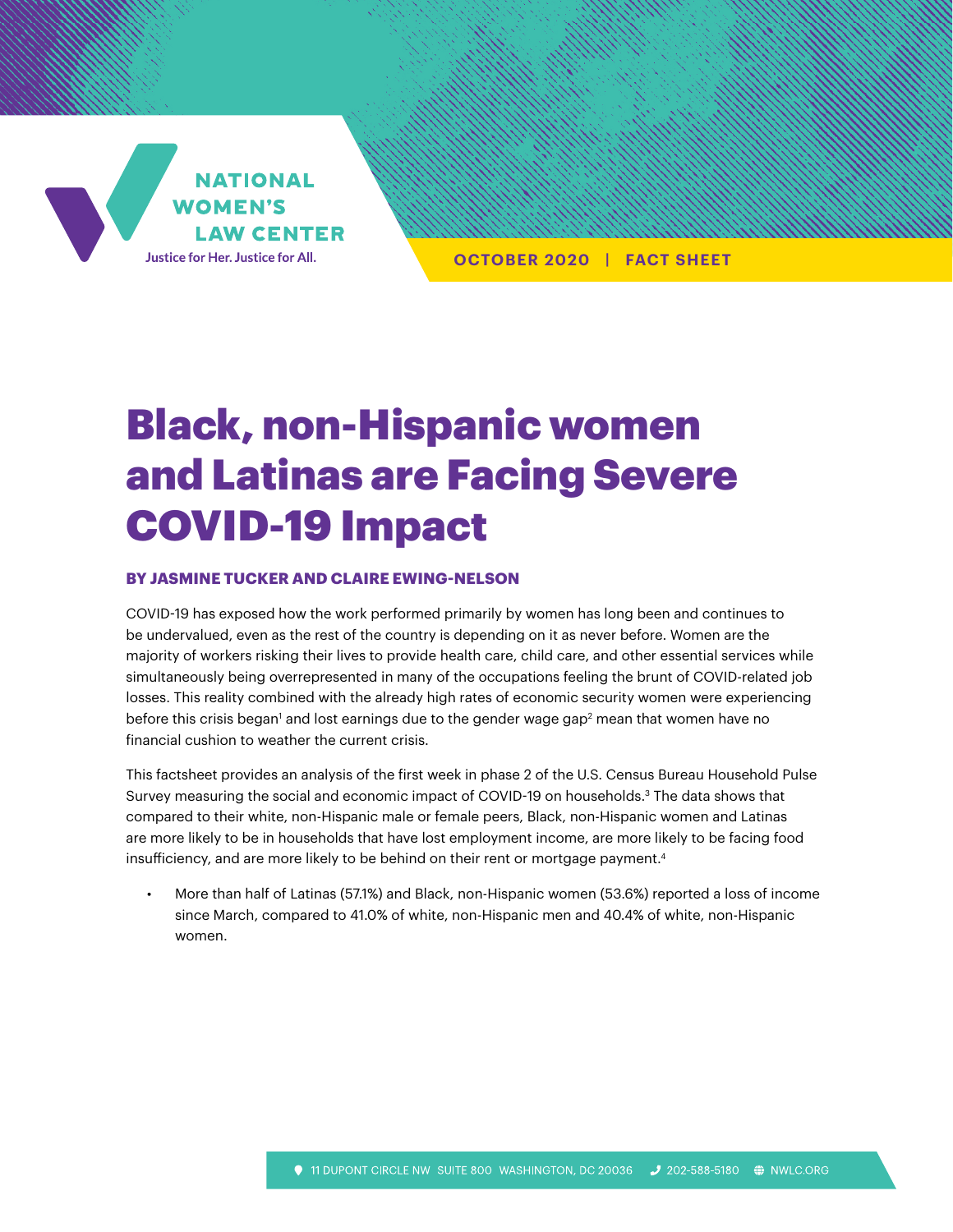NATIONAL WOMEN'S LAW CENTER

Justice for Her. Justice for All.

OCTOBER 2020 | FACT SHEET

# Black, non-Hispanic women and Latinas are Facing Severe COVID-19 Impact

**BY JASMINE TUCKER AND CLAIRE EWING-NELSON**

COVID-19 has exposed how the work performed primarily by women has long been and continues to be undervalued, even as the rest of the country is depending on it as never before. Women are the majority of workers risking their lives to provide health care, child care, and other essential services while simultaneously being overrepresented in many of the occupations feeling the brunt of COVID-related job losses. This reality combined with the already high rates of economic security women were experiencing before this crisis began[1] and lost earnings due to the gender wage gap[2] mean that women have no financial cushion to weather the current crisis.

This factsheet provides an analysis of the first week in phase 2 of the U.S. Census Bureau Household Pulse Survey measuring the social and economic impact of COVID-19 on households.[3] The data shows that compared to their white, non-Hispanic male or female peers, Black, non-Hispanic women and Latinas are more likely to be in households that have lost employment income, are more likely to be facing food insufficiency, and are more likely to be behind on their rent or mortgage payment.[4]

- More than half of Latinas (57.1%) and Black, non-Hispanic women (53.6%) reported a loss of income since March, compared to 41.0% of white, non-Hispanic men and 40.4% of white, non-Hispanic women.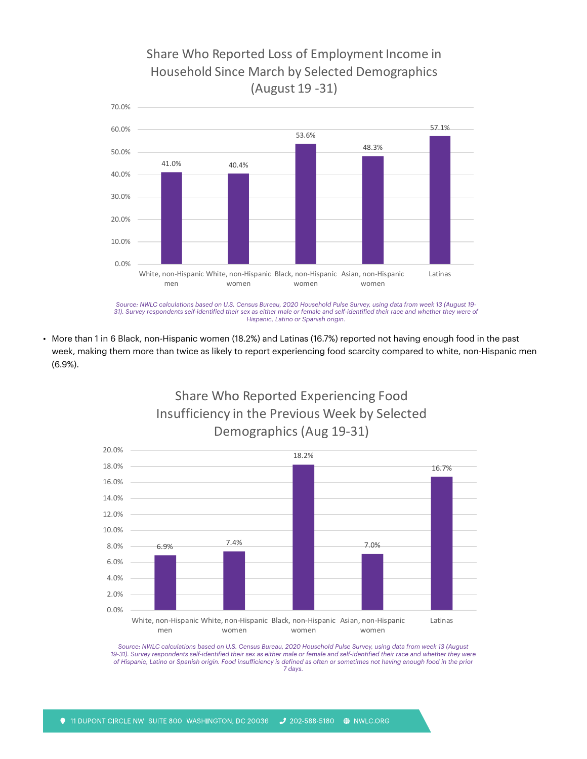### Share Who Reported Loss of Employment Income in Household Since March by Selected Demographics (August 19 -31)

| Group | Share |
| --- | --- |
| White, non-Hispanic men | 41.0% |
| White, non-Hispanic women | 40.4% |
| Black, non-Hispanic women | 53.6% |
| Asian, non-Hispanic women | 48.3% |
| Latinas | 57.1% |

*Source: NWLC calculations based on U.S. Census Bureau, 2020 Household Pulse Survey, using data from week 13 (August 19-31). Survey respondents self-identified their sex as either male or female and self-identified their race and whether they were of Hispanic, Latino or Spanish origin.*

- More than 1 in 6 Black, non-Hispanic women (18.2%) and Latinas (16.7%) reported not having enough food in the past week, making them more than twice as likely to report experiencing food scarcity compared to white, non-Hispanic men (6.9%).

### Share Who Reported Experiencing Food Insufficiency in the Previous Week by Selected Demographics (Aug 19-31)

| Group | Share |
| --- | --- |
| White, non-Hispanic men | 6.9% |
| White, non-Hispanic women | 7.4% |
| Black, non-Hispanic women | 18.2% |
| Asian, non-Hispanic women | 7.0% |
| Latinas | 16.7% |

*Source: NWLC calculations based on U.S. Census Bureau, 2020 Household Pulse Survey, using data from week 13 (August 19-31). Survey respondents self-identified their sex as either male or female and self-identified their race and whether they were of Hispanic, Latino or Spanish origin. Food insufficiency is defined as often or sometimes not having enough food in the prior 7 days.*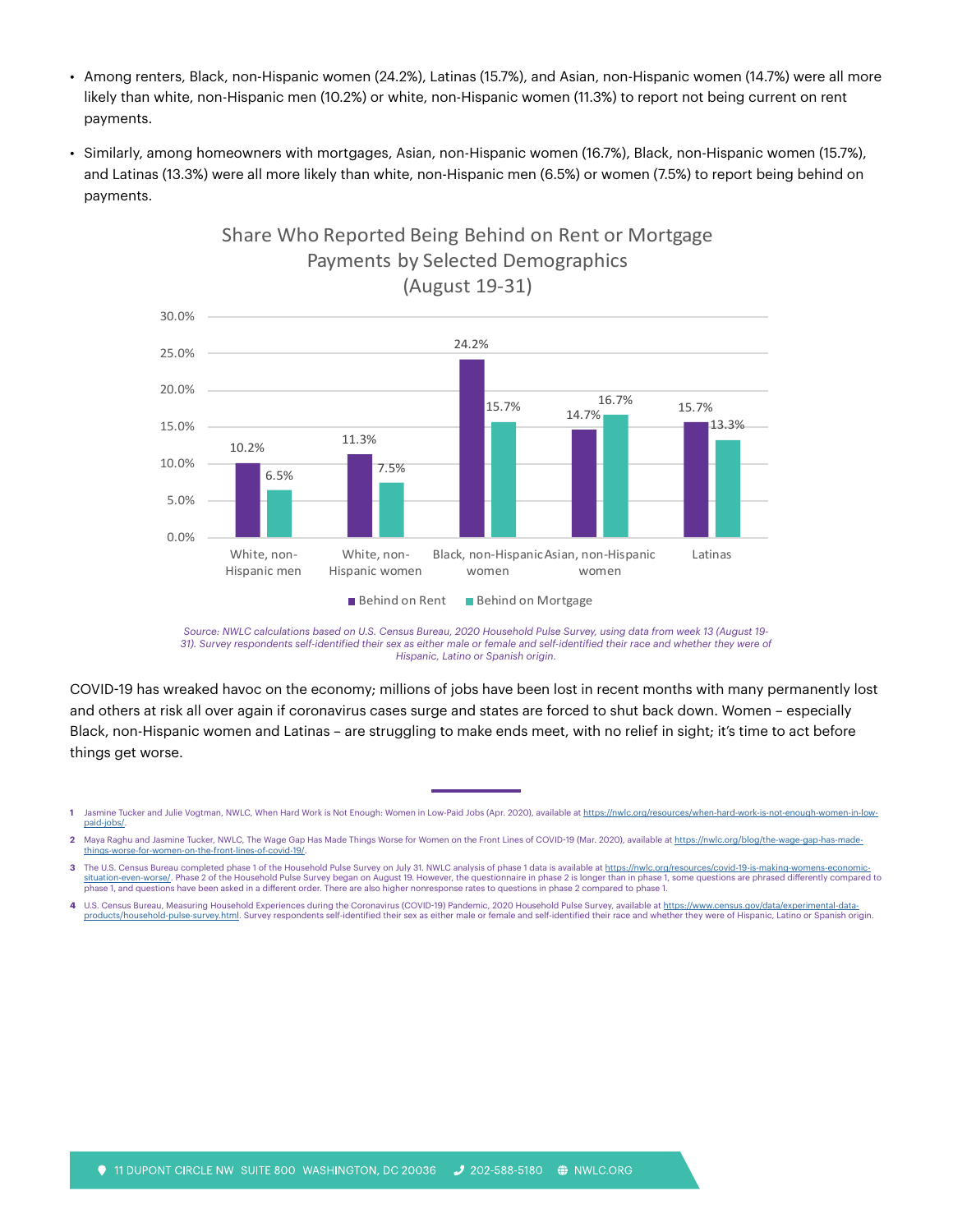- Among renters, Black, non-Hispanic women (24.2%), Latinas (15.7%), and Asian, non-Hispanic women (14.7%) were all more likely than white, non-Hispanic men (10.2%) or white, non-Hispanic women (11.3%) to report not being current on rent payments.
- Similarly, among homeowners with mortgages, Asian, non-Hispanic women (16.7%), Black, non-Hispanic women (15.7%), and Latinas (13.3%) were all more likely than white, non-Hispanic men (6.5%) or women (7.5%) to report being behind on payments.

Share Who Reported Being Behind on Rent or Mortgage Payments by Selected Demographics (August 19-31)

30.0%
25.0%
20.0%
15.0%
10.0%
5.0%
0.0%

White, non-Hispanic men: 10.2% 6.5%
White, non-Hispanic women: 11.3% 7.5%
Black, non-Hispanic women: 24.2% 15.7%
Asian, non-Hispanic women: 14.7% 16.7%
Latinas: 15.7% 13.3%

Behind on Rent  Behind on Mortgage

*Source: NWLC calculations based on U.S. Census Bureau, 2020 Household Pulse Survey, using data from week 13 (August 19-31). Survey respondents self-identified their sex as either male or female and self-identified their race and whether they were of Hispanic, Latino or Spanish origin.*

COVID-19 has wreaked havoc on the economy; millions of jobs have been lost in recent months with many permanently lost and others at risk all over again if coronavirus cases surge and states are forced to shut back down. Women – especially Black, non-Hispanic women and Latinas – are struggling to make ends meet, with no relief in sight; it's time to act before things get worse.

---

1 Jasmine Tucker and Julie Vogtman, NWLC, When Hard Work is Not Enough: Women in Low-Paid Jobs (Apr. 2020), available at https://nwlc.org/resources/when-hard-work-is-not-enough-women-in-low-paid-jobs/.

2 Maya Raghu and Jasmine Tucker, NWLC, The Wage Gap Has Made Things Worse for Women on the Front Lines of COVID-19 (Mar. 2020), available at https://nwlc.org/blog/the-wage-gap-has-made-things-worse-for-women-on-the-front-lines-of-covid-19/.

3 The U.S. Census Bureau completed phase 1 of the Household Pulse Survey on July 31. NWLC analysis of phase 1 data is available at https://nwlc.org/resources/covid-19-is-making-womens-economic-situation-even-worse/. Phase 2 of the Household Pulse Survey began on August 19. However, the questionnaire in phase 2 is longer than in phase 1, some questions are phrased differently compared to phase 1, and questions have been asked in a different order. There are also higher nonresponse rates to questions in phase 2 compared to phase 1.

4 U.S. Census Bureau, Measuring Household Experiences during the Coronavirus (COVID-19) Pandemic, 2020 Household Pulse Survey, available at https://www.census.gov/data/experimental-data-products/household-pulse-survey.html. Survey respondents self-identified their sex as either male or female and self-identified their race and whether they were of Hispanic, Latino or Spanish origin.